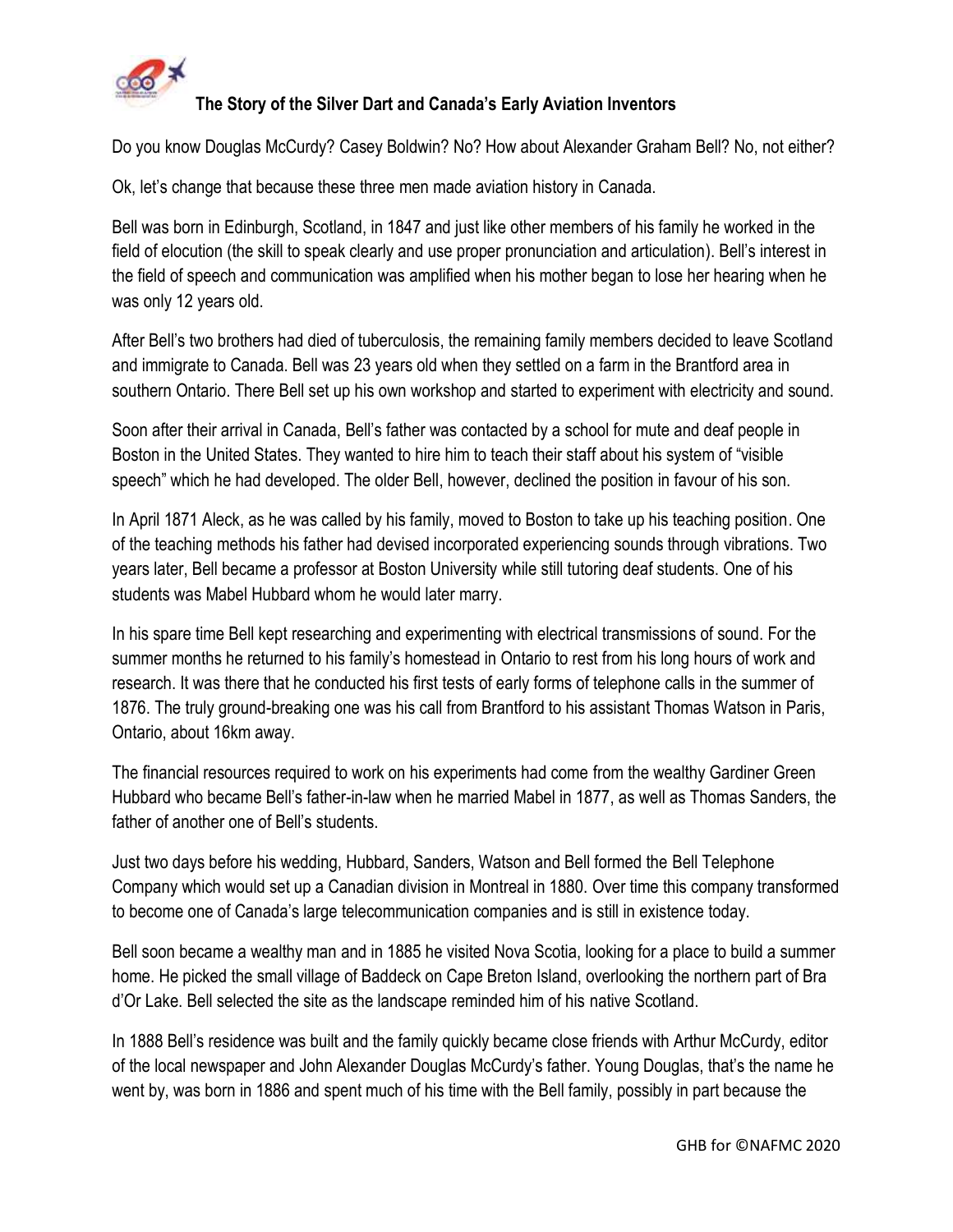## The Story of the Silver Dart and Canada's Early Aviation Inventors

Do you know Douglas McCurdy? Casey Boldwin? No? How about Alexander Graham Bell? No, not either?

Ok, let's change that because these three men made aviation history in Canada.

Bell was born in Edinburgh, Scotland, in 1847 and just like other members of his family he worked in the field of elocution (the skill to speak clearly and use proper pronunciation and articulation). Bell's interest in the field of speech and communication was amplified when his mother began to lose her hearing when he was only 12 years old.

After Bell's two brothers had died of tuberculosis, the remaining family members decided to leave Scotland and immigrate to Canada. Bell was 23 years old when they settled on a farm in the Brantford area in southern Ontario. There Bell set up his own workshop and started to experiment with electricity and sound.

Soon after their arrival in Canada, Bell's father was contacted by a school for mute and deaf people in Boston in the United States. They wanted to hire him to teach their staff about his system of "visible speech" which he had developed. The older Bell, however, declined the position in favour of his son.

In April 1871 Aleck, as he was called by his family, moved to Boston to take up his teaching position. One of the teaching methods his father had devised incorporated experiencing sounds through vibrations. Two years later, Bell became a professor at Boston University while still tutoring deaf students. One of his students was Mabel Hubbard whom he would later marry.

In his spare time Bell kept researching and experimenting with electrical transmissions of sound. For the summer months he returned to his family's homestead in Ontario to rest from his long hours of work and research. It was there that he conducted his first tests of early forms of telephone calls in the summer of 1876. The truly ground-breaking one was his call from Brantford to his assistant Thomas Watson in Paris, Ontario, about 16km away.

The financial resources required to work on his experiments had come from the wealthy Gardiner Green Hubbard who became Bell's father-in-law when he married Mabel in 1877, as well as Thomas Sanders, the father of another one of Bell's students.

Just two days before his wedding, Hubbard, Sanders, Watson and Bell formed the Bell Telephone Company which would set up a Canadian division in Montreal in 1880. Over time this company transformed to become one of Canada's large telecommunication companies and is still in existence today.

Bell soon became a wealthy man and in 1885 he visited Nova Scotia, looking for a place to build a summer home. He picked the small village of Baddeck on Cape Breton Island, overlooking the northern part of Bra d'Or Lake. Bell selected the site as the landscape reminded him of his native Scotland.

In 1888 Bell's residence was built and the family quickly became close friends with Arthur McCurdy, editor of the local newspaper and John Alexander Douglas McCurdy's father. Young Douglas, that's the name he went by, was born in 1886 and spent much of his time with the Bell family, possibly in part because the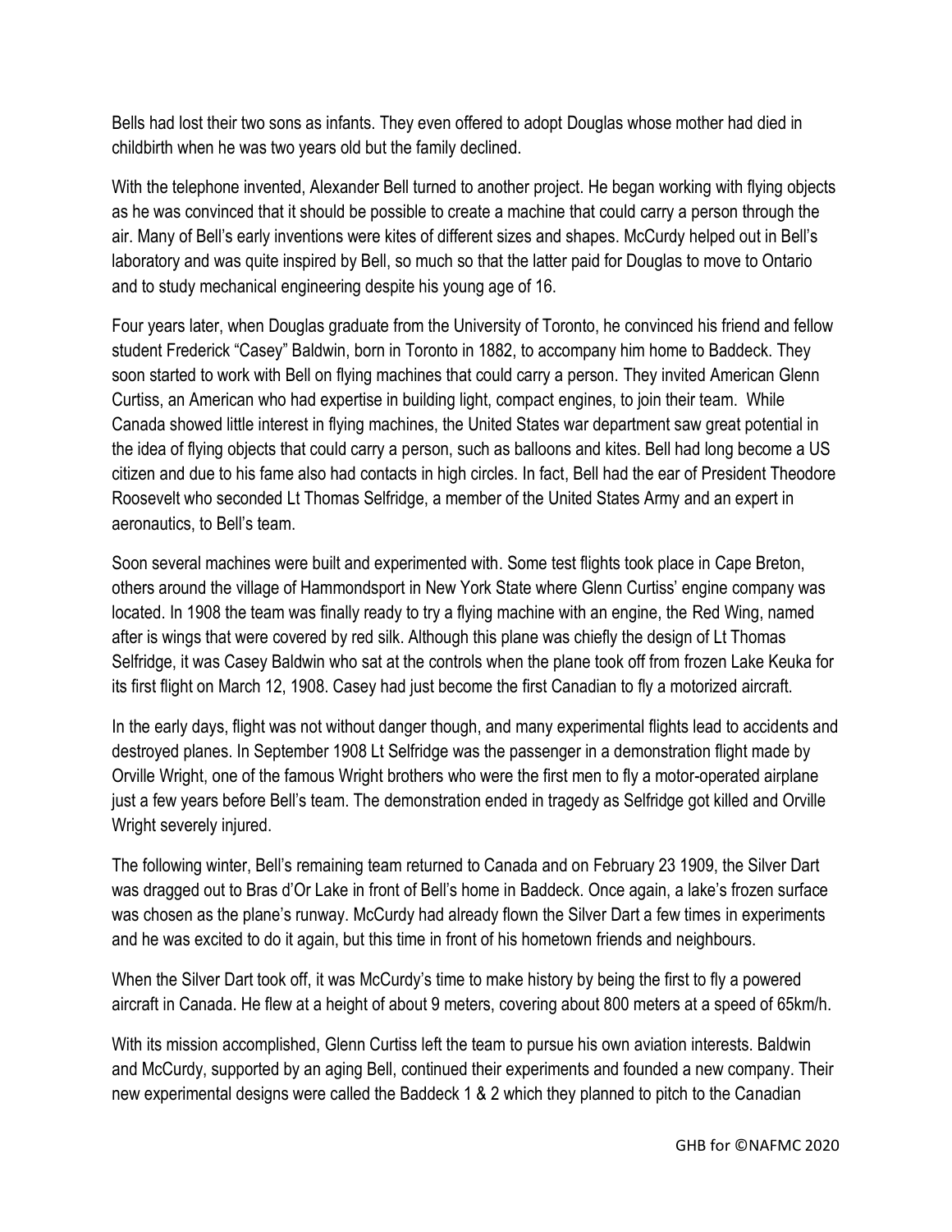Bells had lost their two sons as infants. They even offered to adopt Douglas whose mother had died in childbirth when he was two years old but the family declined.

With the telephone invented, Alexander Bell turned to another project. He began working with flying objects as he was convinced that it should be possible to create a machine that could carry a person through the air. Many of Bell's early inventions were kites of different sizes and shapes. McCurdy helped out in Bell's laboratory and was quite inspired by Bell, so much so that the latter paid for Douglas to move to Ontario and to study mechanical engineering despite his young age of 16.

Four years later, when Douglas graduate from the University of Toronto, he convinced his friend and fellow student Frederick "Casey" Baldwin, born in Toronto in 1882, to accompany him home to Baddeck. They soon started to work with Bell on flying machines that could carry a person. They invited American Glenn Curtiss, an American who had expertise in building light, compact engines, to join their team. While Canada showed little interest in flying machines, the United States war department saw great potential in the idea of flying objects that could carry a person, such as balloons and kites. Bell had long become a US citizen and due to his fame also had contacts in high circles. In fact, Bell had the ear of President Theodore Roosevelt who seconded Lt Thomas Selfridge, a member of the United States Army and an expert in aeronautics, to Bell's team.

Soon several machines were built and experimented with. Some test flights took place in Cape Breton, others around the village of Hammondsport in New York State where Glenn Curtiss' engine company was located. In 1908 the team was finally ready to try a flying machine with an engine, the Red Wing, named after is wings that were covered by red silk. Although this plane was chiefly the design of Lt Thomas Selfridge, it was Casey Baldwin who sat at the controls when the plane took off from frozen Lake Keuka for its first flight on March 12, 1908. Casey had just become the first Canadian to fly a motorized aircraft.

In the early days, flight was not without danger though, and many experimental flights lead to accidents and destroyed planes. In September 1908 Lt Selfridge was the passenger in a demonstration flight made by Orville Wright, one of the famous Wright brothers who were the first men to fly a motor-operated airplane just a few years before Bell's team. The demonstration ended in tragedy as Selfridge got killed and Orville Wright severely injured.

The following winter, Bell's remaining team returned to Canada and on February 23 1909, the Silver Dart was dragged out to Bras d'Or Lake in front of Bell's home in Baddeck. Once again, a lake's frozen surface was chosen as the plane's runway. McCurdy had already flown the Silver Dart a few times in experiments and he was excited to do it again, but this time in front of his hometown friends and neighbours.

When the Silver Dart took off, it was McCurdy's time to make history by being the first to fly a powered aircraft in Canada. He flew at a height of about 9 meters, covering about 800 meters at a speed of 65km/h.

With its mission accomplished, Glenn Curtiss left the team to pursue his own aviation interests. Baldwin and McCurdy, supported by an aging Bell, continued their experiments and founded a new company. Their new experimental designs were called the Baddeck 1 & 2 which they planned to pitch to the Canadian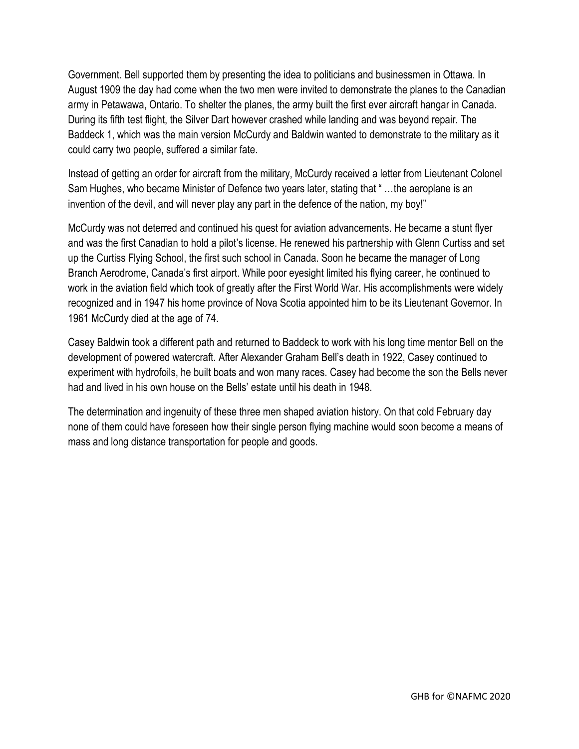Government. Bell supported them by presenting the idea to politicians and businessmen in Ottawa. In August 1909 the day had come when the two men were invited to demonstrate the planes to the Canadian army in Petawawa, Ontario. To shelter the planes, the army built the first ever aircraft hangar in Canada. During its fifth test flight, the Silver Dart however crashed while landing and was beyond repair. The Baddeck 1, which was the main version McCurdy and Baldwin wanted to demonstrate to the military as it could carry two people, suffered a similar fate.

Instead of getting an order for aircraft from the military, McCurdy received a letter from Lieutenant Colonel Sam Hughes, who became Minister of Defence two years later, stating that " …the aeroplane is an invention of the devil, and will never play any part in the defence of the nation, my boy!"

McCurdy was not deterred and continued his quest for aviation advancements. He became a stunt flyer and was the first Canadian to hold a pilot's license. He renewed his partnership with Glenn Curtiss and set up the Curtiss Flying School, the first such school in Canada. Soon he became the manager of Long Branch Aerodrome, Canada's first airport. While poor eyesight limited his flying career, he continued to work in the aviation field which took of greatly after the First World War. His accomplishments were widely recognized and in 1947 his home province of Nova Scotia appointed him to be its Lieutenant Governor. In 1961 McCurdy died at the age of 74.

Casey Baldwin took a different path and returned to Baddeck to work with his long time mentor Bell on the development of powered watercraft. After Alexander Graham Bell's death in 1922, Casey continued to experiment with hydrofoils, he built boats and won many races. Casey had become the son the Bells never had and lived in his own house on the Bells' estate until his death in 1948.

The determination and ingenuity of these three men shaped aviation history. On that cold February day none of them could have foreseen how their single person flying machine would soon become a means of mass and long distance transportation for people and goods.

GHB for ©NAFMC 2020